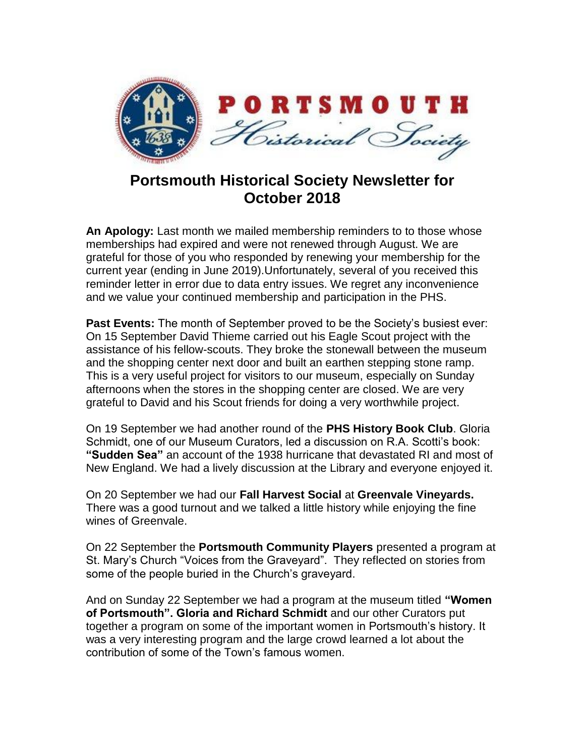# Portsmouth Historical Society Newsletter for October 2018

**An Apology:** Last month we mailed membership reminders to to those whose memberships had expired and were not renewed through August. We are grateful for those of you who responded by renewing your membership for the current year (ending in June 2019).Unfortunately, several of you received this reminder letter in error due to data entry issues. We regret any inconvenience and we value your continued membership and participation in the PHS.

**Past Events:** The month of September proved to be the Society's busiest ever: On 15 September David Thieme carried out his Eagle Scout project with the assistance of his fellow-scouts. They broke the stonewall between the museum and the shopping center next door and built an earthen stepping stone ramp. This is a very useful project for visitors to our museum, especially on Sunday afternoons when the stores in the shopping center are closed. We are very grateful to David and his Scout friends for doing a very worthwhile project.

On 19 September we had another round of the **PHS History Book Club**. Gloria Schmidt, one of our Museum Curators, led a discussion on R.A. Scotti's book: **"Sudden Sea"** an account of the 1938 hurricane that devastated RI and most of New England. We had a lively discussion at the Library and everyone enjoyed it.

On 20 September we had our **Fall Harvest Social** at **Greenvale Vineyards.** There was a good turnout and we talked a little history while enjoying the fine wines of Greenvale.

On 22 September the **Portsmouth Community Players** presented a program at St. Mary's Church "Voices from the Graveyard". They reflected on stories from some of the people buried in the Church's graveyard.

And on Sunday 22 September we had a program at the museum titled **"Women of Portsmouth". Gloria and Richard Schmidt** and our other Curators put together a program on some of the important women in Portsmouth's history. It was a very interesting program and the large crowd learned a lot about the contribution of some of the Town's famous women.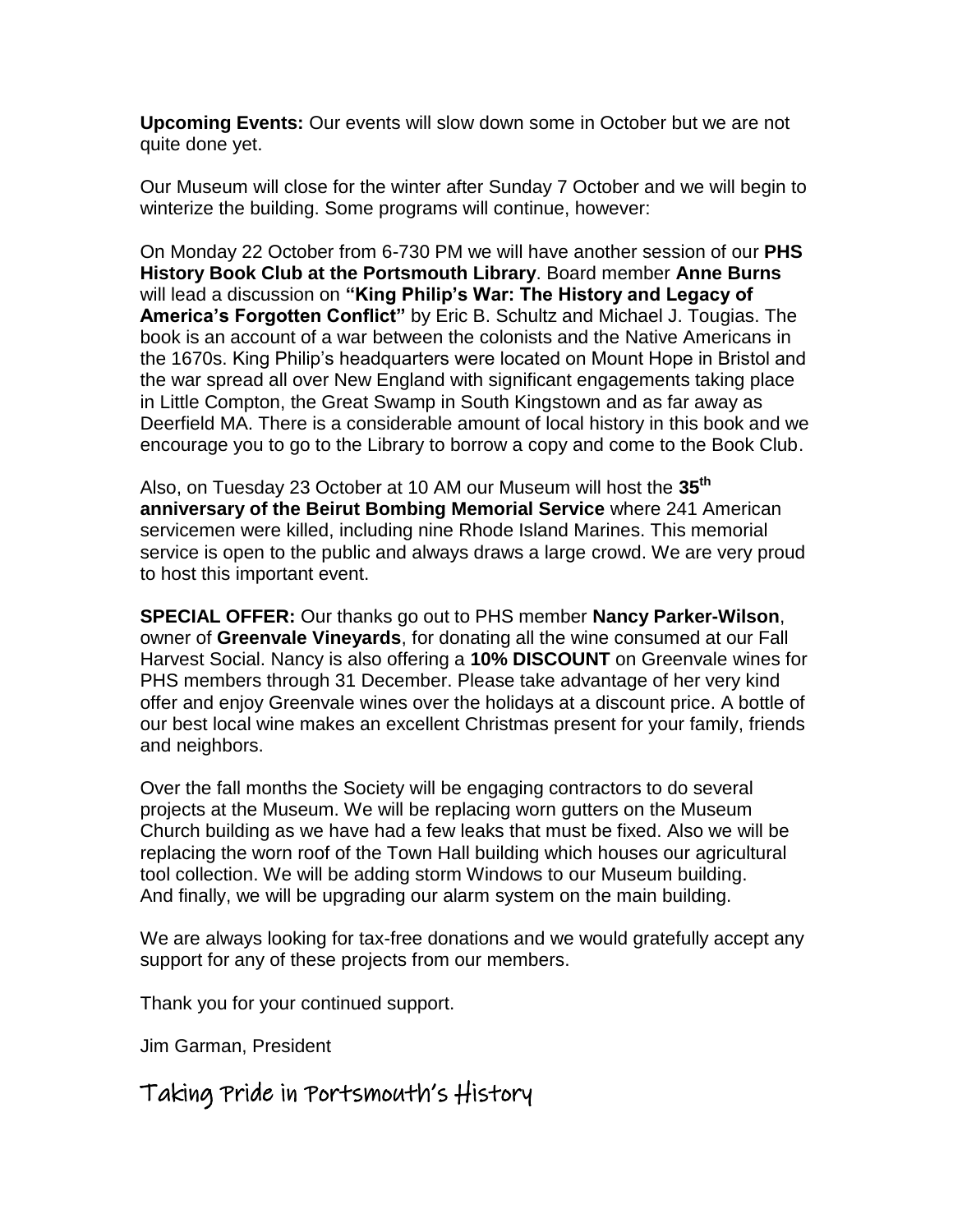**Upcoming Events:** Our events will slow down some in October but we are not quite done yet.

Our Museum will close for the winter after Sunday 7 October and we will begin to winterize the building. Some programs will continue, however:

On Monday 22 October from 6-730 PM we will have another session of our **PHS History Book Club at the Portsmouth Library**. Board member **Anne Burns** will lead a discussion on **"King Philip's War: The History and Legacy of America's Forgotten Conflict"** by Eric B. Schultz and Michael J. Tougias. The book is an account of a war between the colonists and the Native Americans in the 1670s. King Philip's headquarters were located on Mount Hope in Bristol and the war spread all over New England with significant engagements taking place in Little Compton, the Great Swamp in South Kingstown and as far away as Deerfield MA. There is a considerable amount of local history in this book and we encourage you to go to the Library to borrow a copy and come to the Book Club.

Also, on Tuesday 23 October at 10 AM our Museum will host the **35th anniversary of the Beirut Bombing Memorial Service** where 241 American servicemen were killed, including nine Rhode Island Marines. This memorial service is open to the public and always draws a large crowd. We are very proud to host this important event.

**SPECIAL OFFER:** Our thanks go out to PHS member **Nancy Parker-Wilson**, owner of **Greenvale Vineyards**, for donating all the wine consumed at our Fall Harvest Social. Nancy is also offering a **10% DISCOUNT** on Greenvale wines for PHS members through 31 December. Please take advantage of her very kind offer and enjoy Greenvale wines over the holidays at a discount price. A bottle of our best local wine makes an excellent Christmas present for your family, friends and neighbors.

Over the fall months the Society will be engaging contractors to do several projects at the Museum. We will be replacing worn gutters on the Museum Church building as we have had a few leaks that must be fixed. Also we will be replacing the worn roof of the Town Hall building which houses our agricultural tool collection. We will be adding storm Windows to our Museum building. And finally, we will be upgrading our alarm system on the main building.

We are always looking for tax-free donations and we would gratefully accept any support for any of these projects from our members.

Thank you for your continued support.

Jim Garman, President

Taking Pride in Portsmouth's History